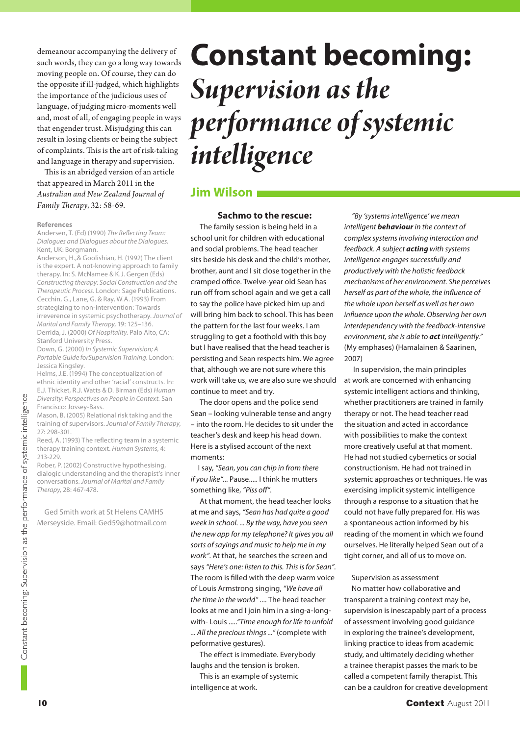demeanour accompanying the delivery of such words, they can go a long way towards moving people on. Of course, they can do the opposite if ill-judged, which highlights the importance of the judicious uses of language, of judging micro-moments well and, most of all, of engaging people in ways that engender trust. Misjudging this can result in losing clients or being the subject of complaints. This is the art of risk-taking and language in therapy and supervision.

This is an abridged version of an article that appeared in March 2011 in the *Australian and New Zealand Journal of Family Therapy*, 32: 58-69.

**References**

Andersen, T. (Ed) (1990) *The Reflecting Team: Dialogues and Dialogues about the Dialogues*. Kent, UK: Borgmann.

Anderson, H.,& Goolishian, H. (1992) The client is the expert. A not-knowing approach to family therapy. In: S. McNamee & K.J. Gergen (Eds) *Constructing therapy: Social Construction and the Therapeutic Process*. London: Sage Publications.

Cecchin, G., Lane, G. & Ray, W.A. (1993) From strategizing to non-intervention: Towards irreverence in systemic psychotherapy. *Journal of Marital and Family Therapy*, 19: 125–136.

Derrida, J. (2000) *Of Hospitality*. Palo Alto, CA: Stanford University Press.

Down, G. (2000) *In Systemic Supervision; A Portable Guide forSupervision Training*. London: Jessica Kingsley.

Helms, J.E. (1994) The conceptualization of ethnic identity and other 'racial' constructs. In: E.J. Thicket, R.J. Watts & D. Birman (Eds) *Human Diversity: Perspectives on People in Context*. San Francisco: Jossey-Bass.

Mason, B. (2005) Relational risk taking and the training of supervisors. *Journal of Family Therapy*, 27: 298-301.

Reed, A. (1993) The reflecting team in a systemic therapy training context. *Human Systems*, 4: 213-229.

Rober, P. (2002) Constructive hypothesising, dialogic understanding and the therapist's inner conversations. *Journal of Marital and Family Therapy*, 28: 467-478.

Ged Smith work at St Helens CAMHS Merseyside. Email: Ged59@hotmail.com

# Constant becoming: *Supervision as the performance of systemic intelligence*

## Jim Wilson

### Sachmo to the rescue:

The family session is being held in a school unit for children with educational and social problems. The head teacher sits beside his desk and the child's mother, brother, aunt and I sit close together in the cramped office. Twelve-year old Sean has run off from school again and we get a call to say the police have picked him up and will bring him back to school. This has been the pattern for the last four weeks. I am struggling to get a foothold with this boy but I have realised that the head teacher is persisting and Sean respects him. We agree that, although we are not sure where this work will take us, we are also sure we should continue to meet and try.

The door opens and the police send Sean – looking vulnerable tense and angry – into the room. He decides to sit under the teacher's desk and keep his head down. Here is a stylised account of the next moments:

I say, *"Sean, you can chip in from there if you like"*... Pause..... I think he mutters something like, *"Piss off"*.

At that moment, the head teacher looks at me and says, *"Sean has had quite a good week in school. ... By the way, have you seen the new app for my telephone? It gives you all sorts of sayings and music to help me in my work"*. At that, he searches the screen and says *"Here's one: listen to this. This is for Sean"*. The room is filled with the deep warm voice of Louis Armstrong singing, *"We have all the time in the world"* .... The head teacher looks at me and I join him in a sing-a-long-with- Louis .....*"Time enough for life to unfold ... All the precious things ..."* (complete with peformative gestures).

The effect is immediate. Everybody laughs and the tension is broken.

This is an example of systemic intelligence at work.

*"By 'systems intelligence' we mean intelligent **behaviour** in the context of complex systems involving interaction and feedback. A subject **acting** with systems intelligence engages successfully and productively with the holistic feedback mechanisms of her environment. She perceives herself as part of the whole, the influence of the whole upon herself as well as her own influence upon the whole. Observing her own interdependency with the feedback-intensive environment, she is able to **act** intelligently."* (My emphases) (Hamalainen & Saarinen, 2007)

In supervision, the main principles at work are concerned with enhancing systemic intelligent actions and thinking, whether practitioners are trained in family therapy or not. The head teacher read the situation and acted in accordance with possibilities to make the context more creatively useful at that moment. He had not studied cybernetics or social constructionism. He had not trained in systemic approaches or techniques. He was exercising implicit systemic intelligence through a response to a situation that he could not have fully prepared for. His was a spontaneous action informed by his reading of the moment in which we found ourselves. He literally helped Sean out of a tight corner, and all of us to move on.

Supervision as assessment

No matter how collaborative and transparent a training context may be, supervision is inescapably part of a process of assessment involving good guidance in exploring the trainee's development, linking practice to ideas from academic study, and ultimately deciding whether a trainee therapist passes the mark to be called a competent family therapist. This can be a cauldron for creative development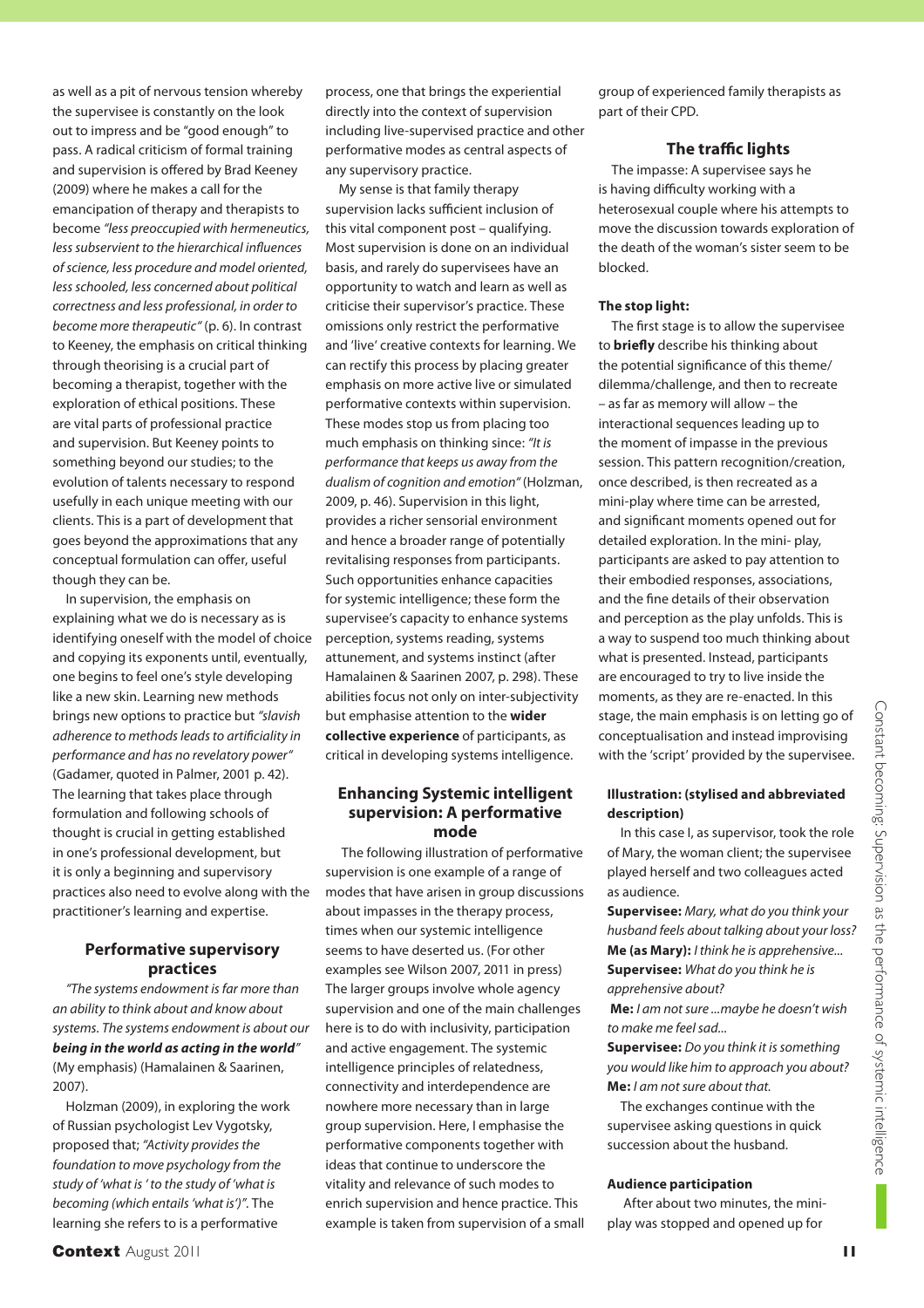as well as a pit of nervous tension whereby the supervisee is constantly on the look out to impress and be "good enough" to pass. A radical criticism of formal training and supervision is offered by Brad Keeney (2009) where he makes a call for the emancipation of therapy and therapists to become *"less preoccupied with hermeneutics, less subservient to the hierarchical influences of science, less procedure and model oriented, less schooled, less concerned about political correctness and less professional, in order to become more therapeutic"* (p. 6). In contrast to Keeney, the emphasis on critical thinking through theorising is a crucial part of becoming a therapist, together with the exploration of ethical positions. These are vital parts of professional practice and supervision. But Keeney points to something beyond our studies; to the evolution of talents necessary to respond usefully in each unique meeting with our clients. This is a part of development that goes beyond the approximations that any conceptual formulation can offer, useful though they can be.

In supervision, the emphasis on explaining what we do is necessary as is identifying oneself with the model of choice and copying its exponents until, eventually, one begins to feel one's style developing like a new skin. Learning new methods brings new options to practice but *"slavish adherence to methods leads to artificiality in performance and has no revelatory power"* (Gadamer, quoted in Palmer, 2001 p. 42). The learning that takes place through formulation and following schools of thought is crucial in getting established in one's professional development, but it is only a beginning and supervisory practices also need to evolve along with the practitioner's learning and expertise.

## Performative supervisory practices

*"The systems endowment is far more than an ability to think about and know about systems. The systems endowment is about our* ***being in the world as acting in the world****"* (My emphasis) (Hamalainen & Saarinen, 2007).

Holzman (2009), in exploring the work of Russian psychologist Lev Vygotsky, proposed that; *"Activity provides the foundation to move psychology from the study of 'what is ' to the study of 'what is becoming (which entails 'what is')"*. The learning she refers to is a performative process, one that brings the experiential directly into the context of supervision including live-supervised practice and other performative modes as central aspects of any supervisory practice.

My sense is that family therapy supervision lacks sufficient inclusion of this vital component post – qualifying. Most supervision is done on an individual basis, and rarely do supervisees have an opportunity to watch and learn as well as criticise their supervisor's practice. These omissions only restrict the performative and 'live' creative contexts for learning. We can rectify this process by placing greater emphasis on more active live or simulated performative contexts within supervision. These modes stop us from placing too much emphasis on thinking since: *"It is performance that keeps us away from the dualism of cognition and emotion"* (Holzman, 2009, p. 46). Supervision in this light, provides a richer sensorial environment and hence a broader range of potentially revitalising responses from participants. Such opportunities enhance capacities for systemic intelligence; these form the supervisee's capacity to enhance systems perception, systems reading, systems attunement, and systems instinct (after Hamalainen & Saarinen 2007, p. 298). These abilities focus not only on inter-subjectivity but emphasise attention to the **wider collective experience** of participants, as critical in developing systems intelligence.

## Enhancing Systemic intelligent supervision: A performative mode

The following illustration of performative supervision is one example of a range of modes that have arisen in group discussions about impasses in the therapy process, times when our systemic intelligence seems to have deserted us. (For other examples see Wilson 2007, 2011 in press) The larger groups involve whole agency supervision and one of the main challenges here is to do with inclusivity, participation and active engagement. The systemic intelligence principles of relatedness, connectivity and interdependence are nowhere more necessary than in large group supervision. Here, I emphasise the performative components together with ideas that continue to underscore the vitality and relevance of such modes to enrich supervision and hence practice. This example is taken from supervision of a small group of experienced family therapists as part of their CPD.

### The traffic lights

The impasse: A supervisee says he is having difficulty working with a heterosexual couple where his attempts to move the discussion towards exploration of the death of the woman's sister seem to be blocked.

#### The stop light:

The first stage is to allow the supervisee to **briefly** describe his thinking about the potential significance of this theme/ dilemma/challenge, and then to recreate – as far as memory will allow – the interactional sequences leading up to the moment of impasse in the previous session. This pattern recognition/creation, once described, is then recreated as a mini-play where time can be arrested, and significant moments opened out for detailed exploration. In the mini- play, participants are asked to pay attention to their embodied responses, associations, and the fine details of their observation and perception as the play unfolds. This is a way to suspend too much thinking about what is presented. Instead, participants are encouraged to try to live inside the moments, as they are re-enacted. In this stage, the main emphasis is on letting go of conceptualisation and instead improvising with the 'script' provided by the supervisee.

#### Illustration: (stylised and abbreviated description)

In this case I, as supervisor, took the role of Mary, the woman client; the supervisee played herself and two colleagues acted as audience.

**Supervisee:** *Mary, what do you think your husband feels about talking about your loss?*
**Me (as Mary):** *I think he is apprehensive...*
**Supervisee:** *What do you think he is apprehensive about?*
**Me:** *I am not sure ...maybe he doesn't wish to make me feel sad...*
**Supervisee:** *Do you think it is something you would like him to approach you about?*
**Me:** *I am not sure about that.*

The exchanges continue with the supervisee asking questions in quick succession about the husband.

#### Audience participation

After about two minutes, the mini-play was stopped and opened up for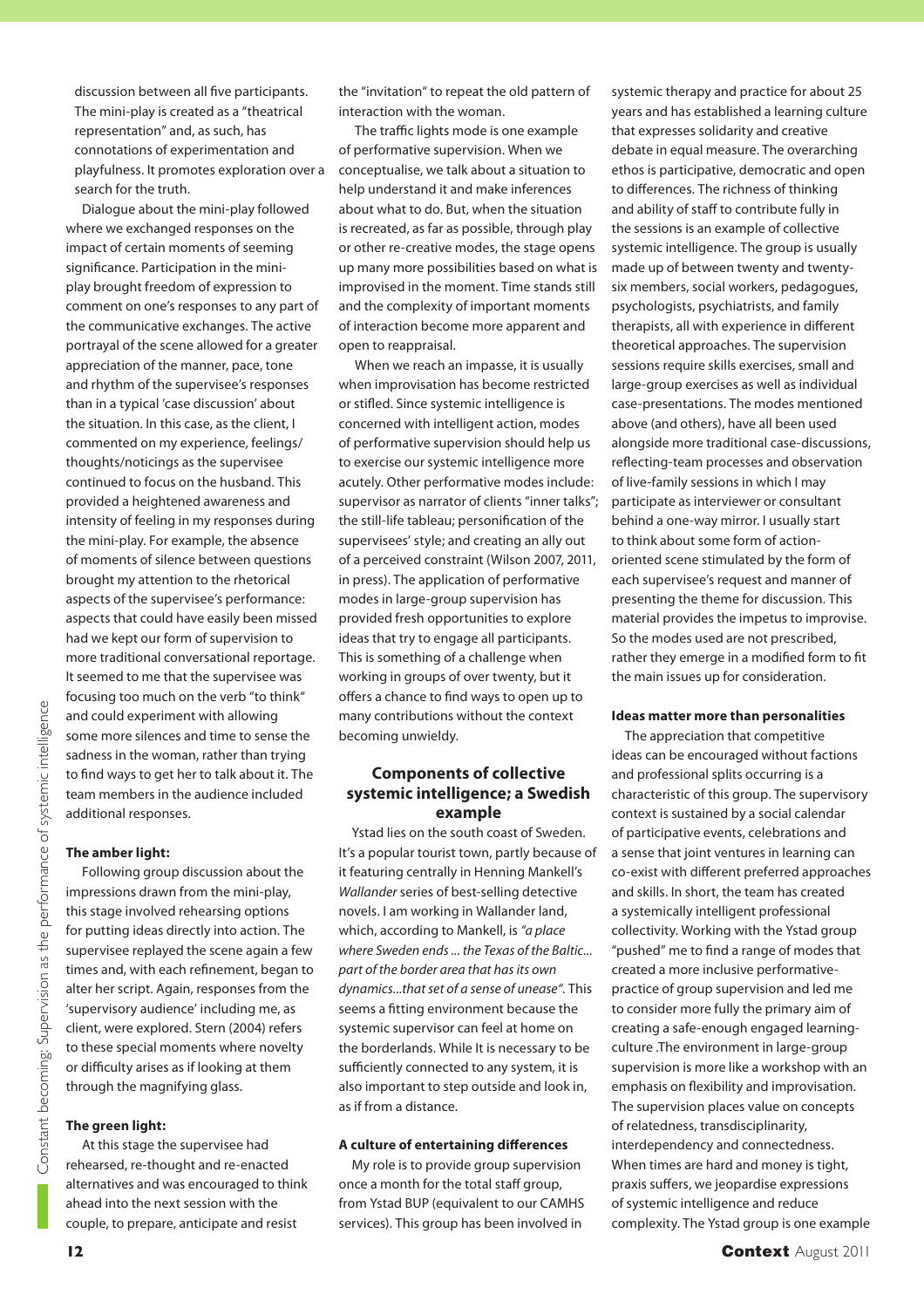discussion between all five participants. The mini-play is created as a "theatrical representation" and, as such, has connotations of experimentation and playfulness. It promotes exploration over a search for the truth.

Dialogue about the mini-play followed where we exchanged responses on the impact of certain moments of seeming significance. Participation in the mini-play brought freedom of expression to comment on one's responses to any part of the communicative exchanges. The active portrayal of the scene allowed for a greater appreciation of the manner, pace, tone and rhythm of the supervisee's responses than in a typical 'case discussion' about the situation. In this case, as the client, I commented on my experience, feelings/thoughts/noticings as the supervisee continued to focus on the husband. This provided a heightened awareness and intensity of feeling in my responses during the mini-play. For example, the absence of moments of silence between questions brought my attention to the rhetorical aspects of the supervisee's performance: aspects that could have easily been missed had we kept our form of supervision to more traditional conversational reportage. It seemed to me that the supervisee was focusing too much on the verb "to think" and could experiment with allowing some more silences and time to sense the sadness in the woman, rather than trying to find ways to get her to talk about it. The team members in the audience included additional responses.

**The amber light:**

Following group discussion about the impressions drawn from the mini-play, this stage involved rehearsing options for putting ideas directly into action. The supervisee replayed the scene again a few times and, with each refinement, began to alter her script. Again, responses from the 'supervisory audience' including me, as client, were explored. Stern (2004) refers to these special moments where novelty or difficulty arises as if looking at them through the magnifying glass.

**The green light:**

At this stage the supervisee had rehearsed, re-thought and re-enacted alternatives and was encouraged to think ahead into the next session with the couple, to prepare, anticipate and resist the "invitation" to repeat the old pattern of interaction with the woman.

The traffic lights mode is one example of performative supervision. When we conceptualise, we talk about a situation to help understand it and make inferences about what to do. But, when the situation is recreated, as far as possible, through play or other re-creative modes, the stage opens up many more possibilities based on what is improvised in the moment. Time stands still and the complexity of important moments of interaction become more apparent and open to reappraisal.

When we reach an impasse, it is usually when improvisation has become restricted or stifled. Since systemic intelligence is concerned with intelligent action, modes of performative supervision should help us to exercise our systemic intelligence more acutely. Other performative modes include: supervisor as narrator of clients "inner talks"; the still-life tableau; personification of the supervisees' style; and creating an ally out of a perceived constraint (Wilson 2007, 2011, in press). The application of performative modes in large-group supervision has provided fresh opportunities to explore ideas that try to engage all participants. This is something of a challenge when working in groups of over twenty, but it offers a chance to find ways to open up to many contributions without the context becoming unwieldy.

## Components of collective systemic intelligence; a Swedish example

Ystad lies on the south coast of Sweden. It's a popular tourist town, partly because of it featuring centrally in Henning Mankell's *Wallander* series of best-selling detective novels. I am working in Wallander land, which, according to Mankell, is *"a place where Sweden ends ... the Texas of the Baltic... part of the border area that has its own dynamics...that set of a sense of unease"*. This seems a fitting environment because the systemic supervisor can feel at home on the borderlands. While It is necessary to be sufficiently connected to any system, it is also important to step outside and look in, as if from a distance.

**A culture of entertaining differences**

My role is to provide group supervision once a month for the total staff group, from Ystad BUP (equivalent to our CAMHS services). This group has been involved in systemic therapy and practice for about 25 years and has established a learning culture that expresses solidarity and creative debate in equal measure. The overarching ethos is participative, democratic and open to differences. The richness of thinking and ability of staff to contribute fully in the sessions is an example of collective systemic intelligence. The group is usually made up of between twenty and twenty-six members, social workers, pedagogues, psychologists, psychiatrists, and family therapists, all with experience in different theoretical approaches. The supervision sessions require skills exercises, small and large-group exercises as well as individual case-presentations. The modes mentioned above (and others), have all been used alongside more traditional case-discussions, reflecting-team processes and observation of live-family sessions in which I may participate as interviewer or consultant behind a one-way mirror. I usually start to think about some form of action-oriented scene stimulated by the form of each supervisee's request and manner of presenting the theme for discussion. This material provides the impetus to improvise. So the modes used are not prescribed, rather they emerge in a modified form to fit the main issues up for consideration.

**Ideas matter more than personalities**

The appreciation that competitive ideas can be encouraged without factions and professional splits occurring is a characteristic of this group. The supervisory context is sustained by a social calendar of participative events, celebrations and a sense that joint ventures in learning can co-exist with different preferred approaches and skills. In short, the team has created a systemically intelligent professional collectivity. Working with the Ystad group "pushed" me to find a range of modes that created a more inclusive performative-practice of group supervision and led me to consider more fully the primary aim of creating a safe-enough engaged learning-culture .The environment in large-group supervision is more like a workshop with an emphasis on flexibility and improvisation. The supervision places value on concepts of relatedness, transdisciplinarity, interdependency and connectedness. When times are hard and money is tight, praxis suffers, we jeopardise expressions of systemic intelligence and reduce complexity. The Ystad group is one example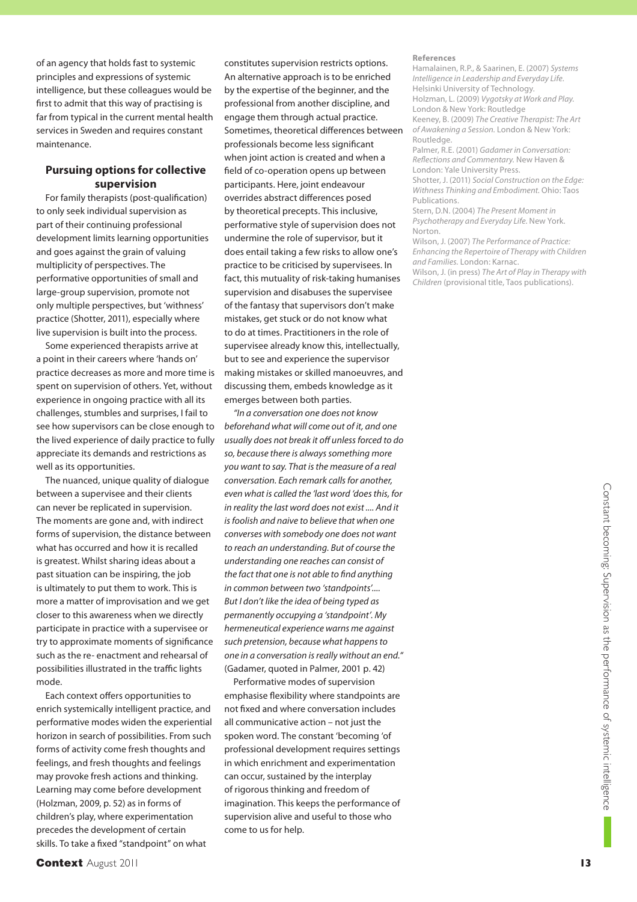of an agency that holds fast to systemic principles and expressions of systemic intelligence, but these colleagues would be first to admit that this way of practising is far from typical in the current mental health services in Sweden and requires constant maintenance.

## Pursuing options for collective supervision

For family therapists (post-qualification) to only seek individual supervision as part of their continuing professional development limits learning opportunities and goes against the grain of valuing multiplicity of perspectives. The performative opportunities of small and large-group supervision, promote not only multiple perspectives, but 'witness' practice (Shotter, 2011), especially where live supervision is built into the process.

Some experienced therapists arrive at a point in their careers where 'hands on' practice decreases as more and more time is spent on supervision of others. Yet, without experience in ongoing practice with all its challenges, stumbles and surprises, I fail to see how supervisors can be close enough to the lived experience of daily practice to fully appreciate its demands and restrictions as well as its opportunities.

The nuanced, unique quality of dialogue between a supervisee and their clients can never be replicated in supervision. The moments are gone and, with indirect forms of supervision, the distance between what has occurred and how it is recalled is greatest. Whilst sharing ideas about a past situation can be inspiring, the job is ultimately to put them to work. This is more a matter of improvisation and we get closer to this awareness when we directly participate in practice with a supervisee or try to approximate moments of significance such as the re- enactment and rehearsal of possibilities illustrated in the traffic lights mode.

Each context offers opportunities to enrich systemically intelligent practice, and performative modes widen the experiential horizon in search of possibilities. From such forms of activity come fresh thoughts and feelings, and fresh thoughts and feelings may provoke fresh actions and thinking. Learning may come before development (Holzman, 2009, p. 52) as in forms of children's play, where experimentation precedes the development of certain skills. To take a fixed "standpoint" on what constitutes supervision restricts options. An alternative approach is to be enriched by the expertise of the beginner, and the professional from another discipline, and engage them through actual practice. Sometimes, theoretical differences between professionals become less significant when joint action is created and when a field of co-operation opens up between participants. Here, joint endeavour overrides abstract differences posed by theoretical precepts. This inclusive, performative style of supervision does not undermine the role of supervisor, but it does entail taking a few risks to allow one's practice to be criticised by supervisees. In fact, this mutuality of risk-taking humanises supervision and disabuses the supervisee of the fantasy that supervisors don't make mistakes, get stuck or do not know what to do at times. Practitioners in the role of supervisee already know this, intellectually, but to see and experience the supervisor making mistakes or skilled manoeuvres, and discussing them, embeds knowledge as it emerges between both parties.

*"In a conversation one does not know beforehand what will come out of it, and one usually does not break it off unless forced to do so, because there is always something more you want to say. That is the measure of a real conversation. Each remark calls for another, even what is called the 'last word 'does this, for in reality the last word does not exist .... And it is foolish and naive to believe that when one converses with somebody one does not want to reach an understanding. But of course the understanding one reaches can consist of the fact that one is not able to find anything in common between two 'standpoints'.... But I don't like the idea of being typed as permanently occupying a 'standpoint'. My hermeneutical experience warns me against such pretension, because what happens to one in a conversation is really without an end."* (Gadamer, quoted in Palmer, 2001 p. 42)

Performative modes of supervision emphasise flexibility where standpoints are not fixed and where conversation includes all communicative action – not just the spoken word. The constant 'becoming 'of professional development requires settings in which enrichment and experimentation can occur, sustained by the interplay of rigorous thinking and freedom of imagination. This keeps the performance of supervision alive and useful to those who come to us for help.

### References

Hamalainen, R.P., & Saarinen, E. (2007) *Systems Intelligence in Leadership and Everyday Life.* Helsinki University of Technology.

Holzman, L. (2009) *Vygotsky at Work and Play.* London & New York: Routledge

Keeney, B. (2009) *The Creative Therapist: The Art of Awakening a Session.* London & New York: Routledge.

Palmer, R.E. (2001) *Gadamer in Conversation: Reflections and Commentary.* New Haven & London: Yale University Press.

Shotter, J. (2011) *Social Construction on the Edge: Withness Thinking and Embodiment.* Ohio: Taos Publications.

Stern, D.N. (2004) *The Present Moment in Psychotherapy and Everyday Life.* New York. Norton.

Wilson, J. (2007) *The Performance of Practice: Enhancing the Repertoire of Therapy with Children and Families.* London: Karnac.

Wilson, J. (in press) *The Art of Play in Therapy with Children* (provisional title, Taos publications).